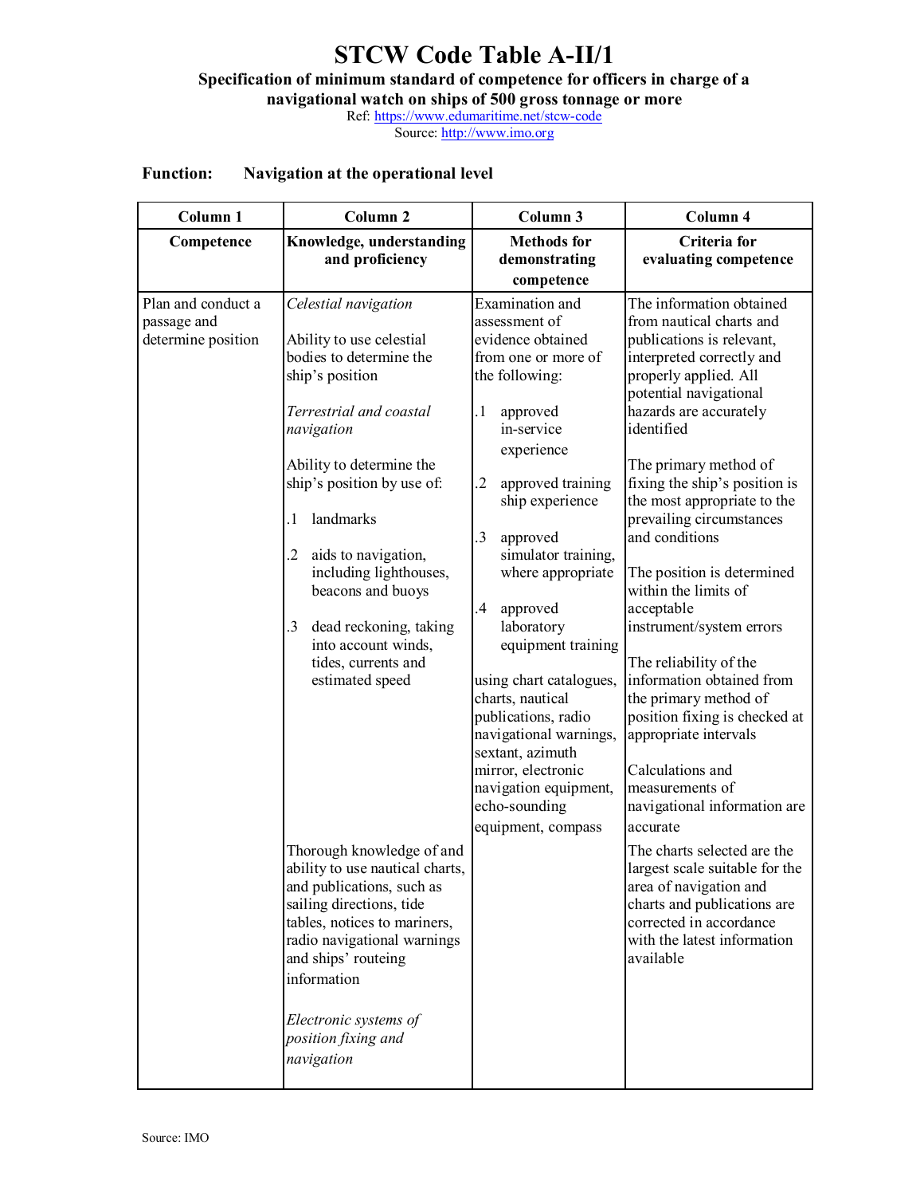# STCW Code Table A-II/1

**Specification of minimum standard of competence for officers in charge of a navigational watch on ships of 500 gross tonnage or more**

Ref: https://www.edumaritime.net/stcw-code

Source: http://www.imo.org

**Function: Navigation at the operational level**

| Column 1 | Column 2 | Column 3 | Column 4 |
|---|---|---|---|
| **Competence** | **Knowledge, understanding and proficiency** | **Methods for demonstrating competence** | **Criteria for evaluating competence** |
| Plan and conduct a passage and determine position | *Celestial navigation*<br><br>Ability to use celestial bodies to determine the ship's position<br><br>*Terrestrial and coastal navigation*<br><br>Ability to determine the ship's position by use of:<br><br>.1 landmarks<br><br>.2 aids to navigation, including lighthouses, beacons and buoys<br><br>.3 dead reckoning, taking into account winds, tides, currents and estimated speed | Examination and assessment of evidence obtained from one or more of the following:<br><br>.1 approved in-service experience<br><br>.2 approved training ship experience<br><br>.3 approved simulator training, where appropriate<br><br>.4 approved laboratory equipment training<br><br>using chart catalogues, charts, nautical publications, radio navigational warnings, sextant, azimuth mirror, electronic navigation equipment, echo-sounding equipment, compass | The information obtained from nautical charts and publications is relevant, interpreted correctly and properly applied. All potential navigational hazards are accurately identified<br><br>The primary method of fixing the ship's position is the most appropriate to the prevailing circumstances and conditions<br><br>The position is determined within the limits of acceptable instrument/system errors<br><br>The reliability of the information obtained from the primary method of position fixing is checked at appropriate intervals<br><br>Calculations and measurements of navigational information are accurate |
| | Thorough knowledge of and ability to use nautical charts, and publications, such as sailing directions, tide tables, notices to mariners, radio navigational warnings and ships' routeing information<br><br>*Electronic systems of position fixing and navigation* | | The charts selected are the largest scale suitable for the area of navigation and charts and publications are corrected in accordance with the latest information available |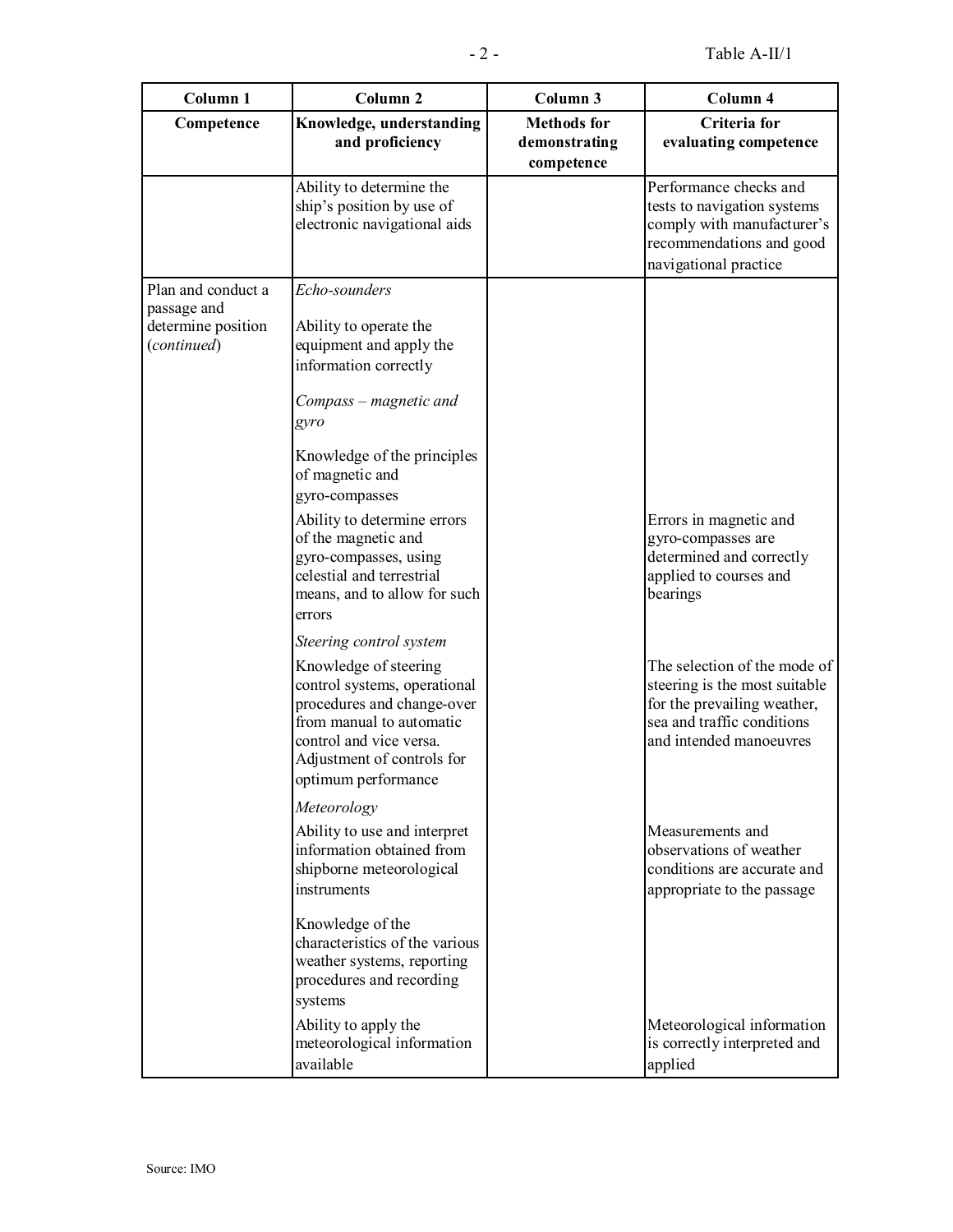| Column 1 | Column 2 | Column 3 | Column 4 |
|---|---|---|---|
| **Competence** | **Knowledge, understanding and proficiency** | **Methods for demonstrating competence** | **Criteria for evaluating competence** |
| | Ability to determine the ship's position by use of electronic navigational aids | | Performance checks and tests to navigation systems comply with manufacturer's recommendations and good navigational practice |
| Plan and conduct a passage and determine position (*continued*) | *Echo-sounders*<br><br>Ability to operate the equipment and apply the information correctly<br><br>*Compass – magnetic and gyro*<br><br>Knowledge of the principles of magnetic and gyro-compasses | | |
| | Ability to determine errors of the magnetic and gyro-compasses, using celestial and terrestrial means, and to allow for such errors | | Errors in magnetic and gyro-compasses are determined and correctly applied to courses and bearings |
| | *Steering control system*<br><br>Knowledge of steering control systems, operational procedures and change-over from manual to automatic control and vice versa. Adjustment of controls for optimum performance | | The selection of the mode of steering is the most suitable for the prevailing weather, sea and traffic conditions and intended manoeuvres |
| | *Meteorology*<br><br>Ability to use and interpret information obtained from shipborne meteorological instruments<br><br>Knowledge of the characteristics of the various weather systems, reporting procedures and recording systems | | Measurements and observations of weather conditions are accurate and appropriate to the passage |
| | Ability to apply the meteorological information available | | Meteorological information is correctly interpreted and applied |

Source: IMO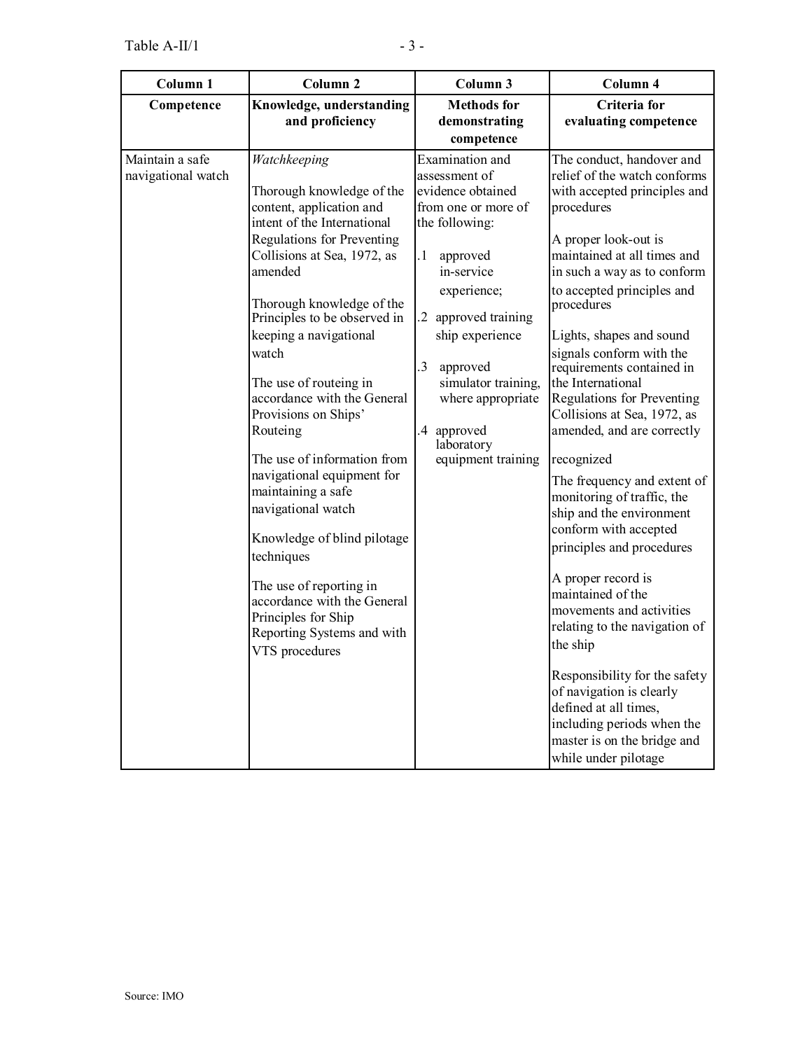| Column 1 | Column 2 | Column 3 | Column 4 |
|---|---|---|---|
| **Competence** | **Knowledge, understanding and proficiency** | **Methods for demonstrating competence** | **Criteria for evaluating competence** |
| Maintain a safe navigational watch | *Watchkeeping*<br><br>Thorough knowledge of the content, application and intent of the International Regulations for Preventing Collisions at Sea, 1972, as amended<br><br>Thorough knowledge of the Principles to be observed in keeping a navigational watch<br><br>The use of routeing in accordance with the General Provisions on Ships' Routeing<br><br>The use of information from navigational equipment for maintaining a safe navigational watch<br><br>Knowledge of blind pilotage techniques<br><br>The use of reporting in accordance with the General Principles for Ship Reporting Systems and with VTS procedures | Examination and assessment of evidence obtained from one or more of the following:<br><br>.1 approved in-service experience;<br><br>.2 approved training ship experience<br><br>.3 approved simulator training, where appropriate<br><br>.4 approved laboratory equipment training | The conduct, handover and relief of the watch conforms with accepted principles and procedures<br><br>A proper look-out is maintained at all times and in such a way as to conform to accepted principles and procedures<br><br>Lights, shapes and sound signals conform with the requirements contained in the International Regulations for Preventing Collisions at Sea, 1972, as amended, and are correctly recognized<br><br>The frequency and extent of monitoring of traffic, the ship and the environment conform with accepted principles and procedures<br><br>A proper record is maintained of the movements and activities relating to the navigation of the ship<br><br>Responsibility for the safety of navigation is clearly defined at all times, including periods when the master is on the bridge and while under pilotage |

Source: IMO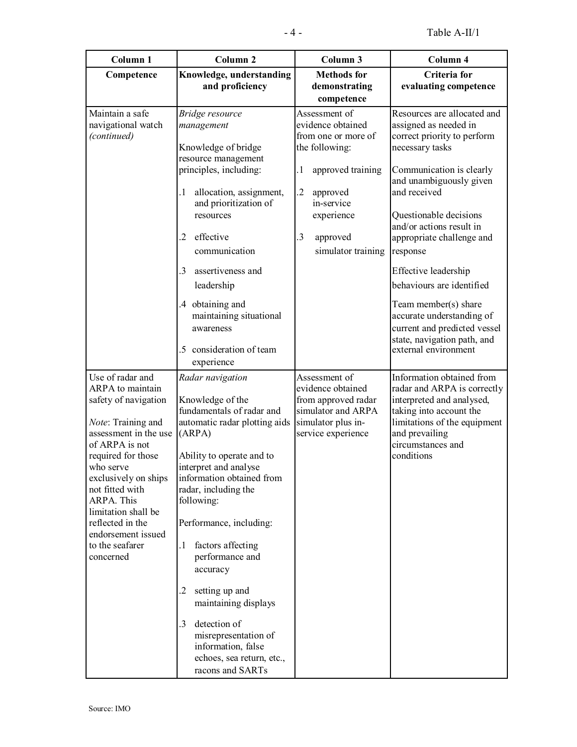Table A-II/1

| Column 1 | Column 2 | Column 3 | Column 4 |
|---|---|---|---|
| **Competence** | **Knowledge, understanding and proficiency** | **Methods for demonstrating competence** | **Criteria for evaluating competence** |
| Maintain a safe navigational watch *(continued)* | *Bridge resource management*<br><br>Knowledge of bridge resource management principles, including:<br><br>.1 allocation, assignment, and prioritization of resources<br><br>.2 effective communication<br><br>.3 assertiveness and leadership<br><br>.4 obtaining and maintaining situational awareness<br><br>.5 consideration of team experience | Assessment of evidence obtained from one or more of the following:<br><br>.1 approved training<br><br>.2 approved in-service experience<br><br>.3 approved simulator training | Resources are allocated and assigned as needed in correct priority to perform necessary tasks<br><br>Communication is clearly and unambiguously given and received<br><br>Questionable decisions and/or actions result in appropriate challenge and response<br><br>Effective leadership behaviours are identified<br><br>Team member(s) share accurate understanding of current and predicted vessel state, navigation path, and external environment |
| Use of radar and ARPA to maintain safety of navigation<br><br>*Note*: Training and assessment in the use of ARPA is not required for those who serve exclusively on ships not fitted with ARPA. This limitation shall be reflected in the endorsement issued to the seafarer concerned | *Radar navigation*<br><br>Knowledge of the fundamentals of radar and automatic radar plotting aids (ARPA)<br><br>Ability to operate and to interpret and analyse information obtained from radar, including the following:<br><br>Performance, including:<br><br>.1 factors affecting performance and accuracy<br><br>.2 setting up and maintaining displays<br><br>.3 detection of misrepresentation of information, false echoes, sea return, etc., racons and SARTs | Assessment of evidence obtained from approved radar simulator and ARPA simulator plus in-service experience | Information obtained from radar and ARPA is correctly interpreted and analysed, taking into account the limitations of the equipment and prevailing circumstances and conditions |

Source: IMO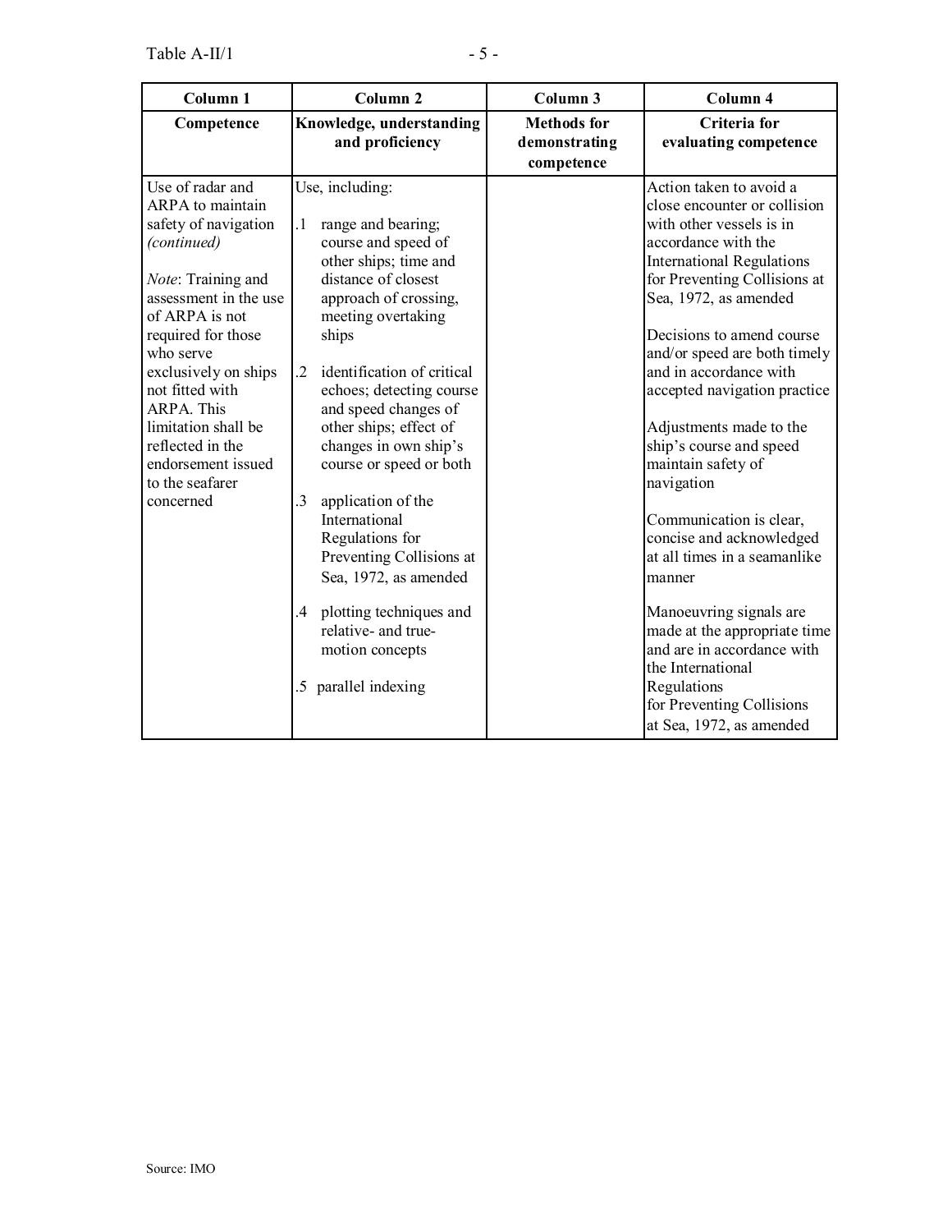| Column 1 | Column 2 | Column 3 | Column 4 |
|---|---|---|---|
| **Competence** | **Knowledge, understanding and proficiency** | **Methods for demonstrating competence** | **Criteria for evaluating competence** |
| Use of radar and ARPA to maintain safety of navigation *(continued)*<br><br>*Note*: Training and assessment in the use of ARPA is not required for those who serve exclusively on ships not fitted with ARPA. This limitation shall be reflected in the endorsement issued to the seafarer concerned | Use, including:<br><br>.1 range and bearing; course and speed of other ships; time and distance of closest approach of crossing, meeting overtaking ships<br><br>.2 identification of critical echoes; detecting course and speed changes of other ships; effect of changes in own ship's course or speed or both<br><br>.3 application of the International Regulations for Preventing Collisions at Sea, 1972, as amended<br><br>.4 plotting techniques and relative- and true-motion concepts<br><br>.5 parallel indexing | | Action taken to avoid a close encounter or collision with other vessels is in accordance with the International Regulations for Preventing Collisions at Sea, 1972, as amended<br><br>Decisions to amend course and/or speed are both timely and in accordance with accepted navigation practice<br><br>Adjustments made to the ship's course and speed maintain safety of navigation<br><br>Communication is clear, concise and acknowledged at all times in a seamanlike manner<br><br>Manoeuvring signals are made at the appropriate time and are in accordance with the International Regulations for Preventing Collisions at Sea, 1972, as amended |

Source: IMO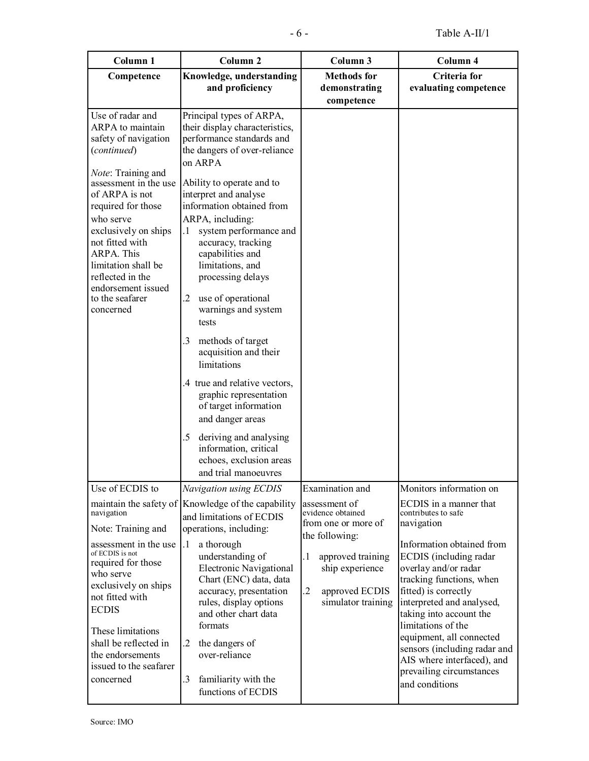| Column 1 | Column 2 | Column 3 | Column 4 |
|---|---|---|---|
| **Competence** | **Knowledge, understanding and proficiency** | **Methods for demonstrating competence** | **Criteria for evaluating competence** |
| Use of radar and ARPA to maintain safety of navigation (*continued*)<br><br>*Note*: Training and assessment in the use of ARPA is not required for those who serve exclusively on ships not fitted with ARPA. This limitation shall be reflected in the endorsement issued to the seafarer concerned | Principal types of ARPA, their display characteristics, performance standards and the dangers of over-reliance on ARPA<br><br>Ability to operate and to interpret and analyse information obtained from ARPA, including:<br>.1 system performance and accuracy, tracking capabilities and limitations, and processing delays<br>.2 use of operational warnings and system tests<br>.3 methods of target acquisition and their limitations<br>.4 true and relative vectors, graphic representation of target information and danger areas<br>.5 deriving and analysing information, critical echoes, exclusion areas and trial manoeuvres | | |
| Use of ECDIS to maintain the safety of navigation<br><br>Note: Training and assessment in the use of ECDIS is not required for those who serve exclusively on ships not fitted with ECDIS<br><br>These limitations shall be reflected in the endorsements issued to the seafarer concerned | *Navigation using ECDIS*<br>Knowledge of the capability and limitations of ECDIS operations, including:<br>.1 a thorough understanding of Electronic Navigational Chart (ENC) data, data accuracy, presentation rules, display options and other chart data formats<br>.2 the dangers of over-reliance<br>.3 familiarity with the functions of ECDIS | Examination and assessment of evidence obtained from one or more of the following:<br>.1 approved training ship experience<br>.2 approved ECDIS simulator training | Monitors information on ECDIS in a manner that contributes to safe navigation<br><br>Information obtained from ECDIS (including radar overlay and/or radar tracking functions, when fitted) is correctly interpreted and analysed, taking into account the limitations of the equipment, all connected sensors (including radar and AIS where interfaced), and prevailing circumstances and conditions |

Source: IMO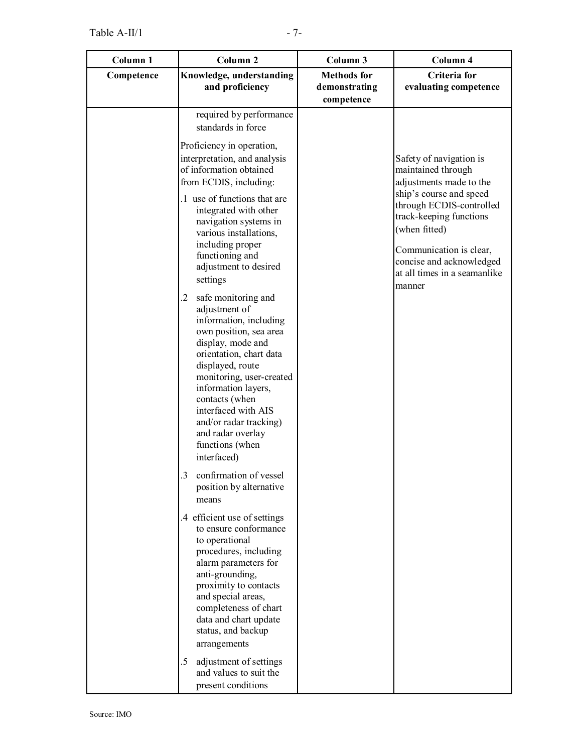| Column 1 | Column 2 | Column 3 | Column 4 |
|---|---|---|---|
| **Competence** | **Knowledge, understanding and proficiency** | **Methods for demonstrating competence** | **Criteria for evaluating competence** |
| | required by performance standards in force<br><br>Proficiency in operation, interpretation, and analysis of information obtained from ECDIS, including:<br><br>.1 use of functions that are integrated with other navigation systems in various installations, including proper functioning and adjustment to desired settings<br><br>.2 safe monitoring and adjustment of information, including own position, sea area display, mode and orientation, chart data displayed, route monitoring, user-created information layers, contacts (when interfaced with AIS and/or radar tracking) and radar overlay functions (when interfaced)<br><br>.3 confirmation of vessel position by alternative means<br><br>.4 efficient use of settings to ensure conformance to operational procedures, including alarm parameters for anti-grounding, proximity to contacts and special areas, completeness of chart data and chart update status, and backup arrangements<br><br>.5 adjustment of settings and values to suit the present conditions | | Safety of navigation is maintained through adjustments made to the ship's course and speed through ECDIS-controlled track-keeping functions (when fitted)<br><br>Communication is clear, concise and acknowledged at all times in a seamanlike manner |

Source: IMO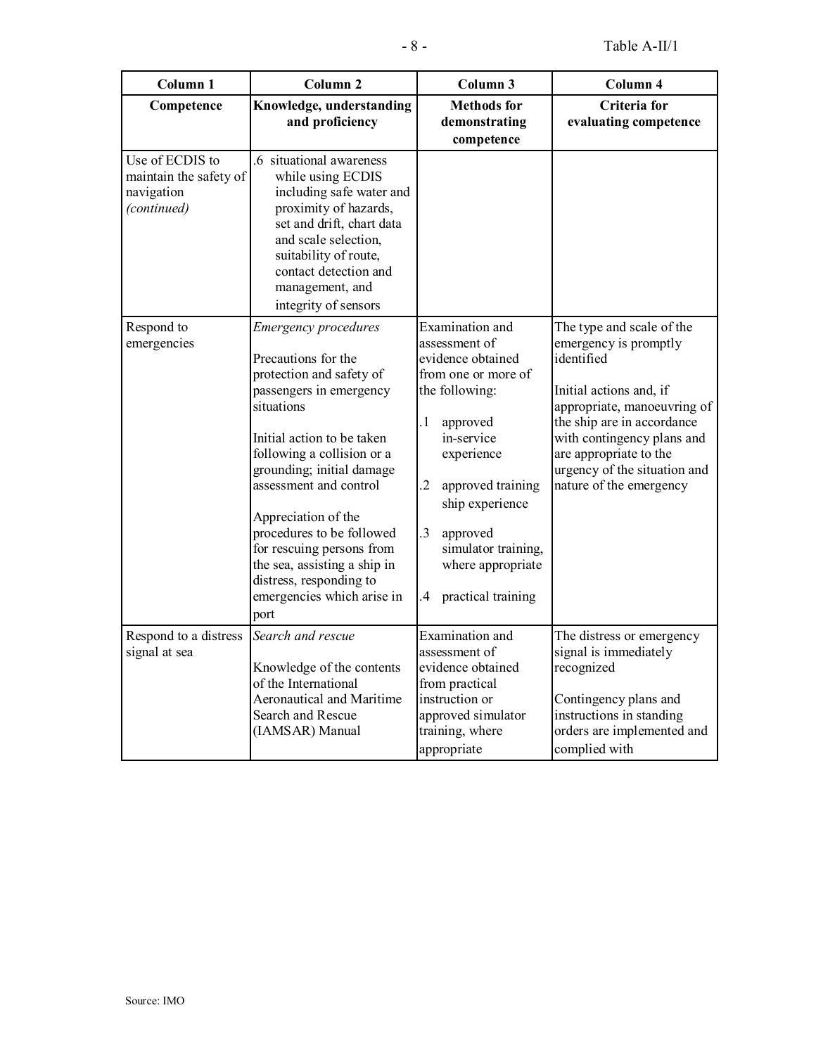| Column 1 | Column 2 | Column 3 | Column 4 |
|---|---|---|---|
| **Competence** | **Knowledge, understanding and proficiency** | **Methods for demonstrating competence** | **Criteria for evaluating competence** |
| Use of ECDIS to maintain the safety of navigation *(continued)* | .6 situational awareness while using ECDIS including safe water and proximity of hazards, set and drift, chart data and scale selection, suitability of route, contact detection and management, and integrity of sensors | | |
| Respond to emergencies | *Emergency procedures*<br><br>Precautions for the protection and safety of passengers in emergency situations<br><br>Initial action to be taken following a collision or a grounding; initial damage assessment and control<br><br>Appreciation of the procedures to be followed for rescuing persons from the sea, assisting a ship in distress, responding to emergencies which arise in port | Examination and assessment of evidence obtained from one or more of the following:<br><br>.1 approved in-service experience<br><br>.2 approved training ship experience<br><br>.3 approved simulator training, where appropriate<br><br>.4 practical training | The type and scale of the emergency is promptly identified<br><br>Initial actions and, if appropriate, manoeuvring of the ship are in accordance with contingency plans and are appropriate to the urgency of the situation and nature of the emergency |
| Respond to a distress signal at sea | *Search and rescue*<br><br>Knowledge of the contents of the International Aeronautical and Maritime Search and Rescue (IAMSAR) Manual | Examination and assessment of evidence obtained from practical instruction or approved simulator training, where appropriate | The distress or emergency signal is immediately recognized<br><br>Contingency plans and instructions in standing orders are implemented and complied with |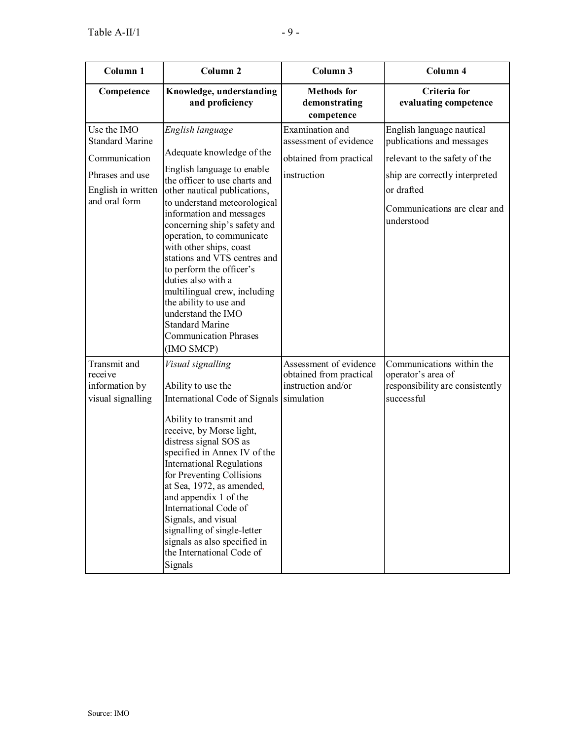| Column 1 | Column 2 | Column 3 | Column 4 |
| --- | --- | --- | --- |
| **Competence** | **Knowledge, understanding and proficiency** | **Methods for demonstrating competence** | **Criteria for evaluating competence** |
| Use the IMO Standard Marine Communication Phrases and use English in written and oral form | *English language*<br><br>Adequate knowledge of the English language to enable the officer to use charts and other nautical publications, to understand meteorological information and messages concerning ship's safety and operation, to communicate with other ships, coast stations and VTS centres and to perform the officer's duties also with a multilingual crew, including the ability to use and understand the IMO Standard Marine Communication Phrases (IMO SMCP) | Examination and assessment of evidence obtained from practical instruction | English language nautical publications and messages relevant to the safety of the ship are correctly interpreted or drafted<br><br>Communications are clear and understood |
| Transmit and receive information by visual signalling | *Visual signalling*<br><br>Ability to use the International Code of Signals<br><br>Ability to transmit and receive, by Morse light, distress signal SOS as specified in Annex IV of the International Regulations for Preventing Collisions at Sea, 1972, as amended, and appendix 1 of the International Code of Signals, and visual signalling of single-letter signals as also specified in the International Code of Signals | Assessment of evidence obtained from practical instruction and/or simulation | Communications within the operator's area of responsibility are consistently successful |

Source: IMO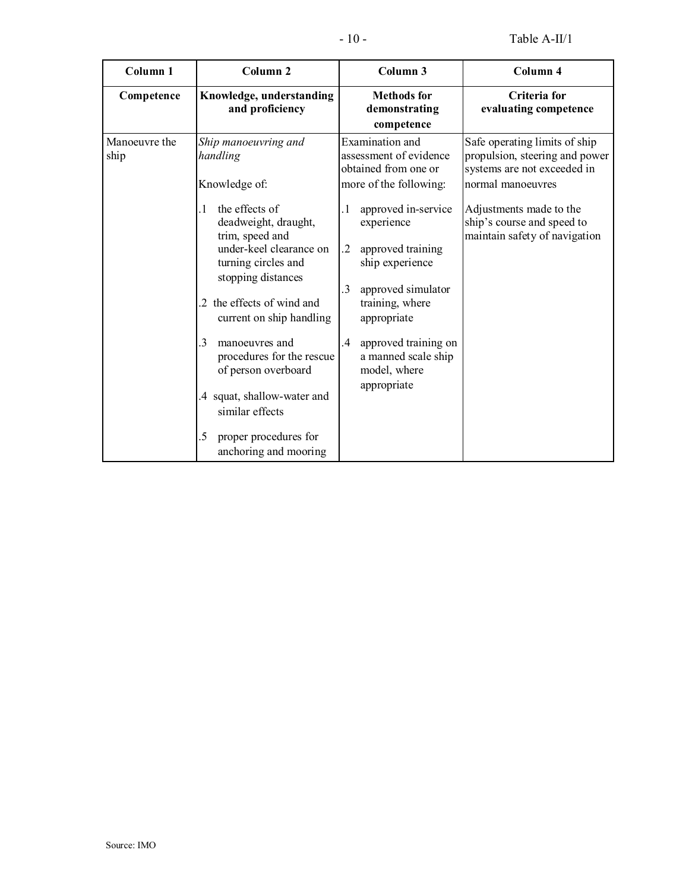| Column 1 | Column 2 | Column 3 | Column 4 |
|---|---|---|---|
| **Competence** | **Knowledge, understanding and proficiency** | **Methods for demonstrating competence** | **Criteria for evaluating competence** |
| Manoeuvre the ship | *Ship manoeuvring and handling*<br><br>Knowledge of:<br><br>.1 the effects of deadweight, draught, trim, speed and under-keel clearance on turning circles and stopping distances<br><br>.2 the effects of wind and current on ship handling<br><br>.3 manoeuvres and procedures for the rescue of person overboard<br><br>.4 squat, shallow-water and similar effects<br><br>.5 proper procedures for anchoring and mooring | Examination and assessment of evidence obtained from one or more of the following:<br><br>.1 approved in-service experience<br><br>.2 approved training ship experience<br><br>.3 approved simulator training, where appropriate<br><br>.4 approved training on a manned scale ship model, where appropriate | Safe operating limits of ship propulsion, steering and power systems are not exceeded in normal manoeuvres<br><br>Adjustments made to the ship's course and speed to maintain safety of navigation |

Source: IMO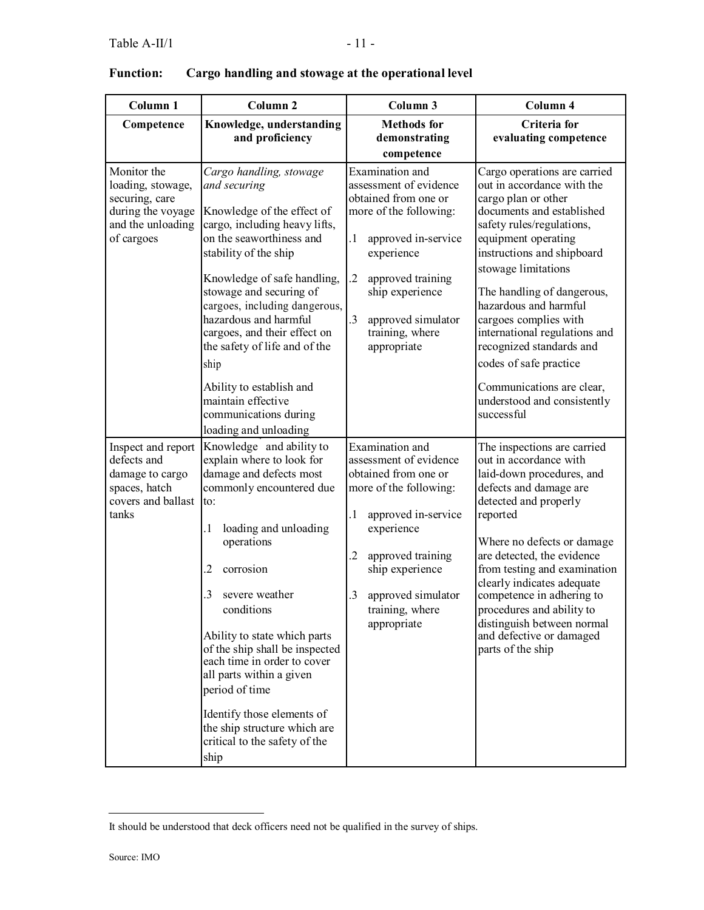**Function: Cargo handling and stowage at the operational level**

| Column 1 | Column 2 | Column 3 | Column 4 |
|---|---|---|---|
| **Competence** | **Knowledge, understanding and proficiency** | **Methods for demonstrating competence** | **Criteria for evaluating competence** |
| Monitor the loading, stowage, securing, care during the voyage and the unloading of cargoes | *Cargo handling, stowage and securing*<br><br>Knowledge of the effect of cargo, including heavy lifts, on the seaworthiness and stability of the ship<br><br>Knowledge of safe handling, stowage and securing of cargoes, including dangerous, hazardous and harmful cargoes, and their effect on the safety of life and of the ship<br><br>Ability to establish and maintain effective communications during loading and unloading | Examination and assessment of evidence obtained from one or more of the following:<br><br>.1 approved in-service experience<br><br>.2 approved training ship experience<br><br>.3 approved simulator training, where appropriate | Cargo operations are carried out in accordance with the cargo plan or other documents and established safety rules/regulations, equipment operating instructions and shipboard stowage limitations<br><br>The handling of dangerous, hazardous and harmful cargoes complies with international regulations and recognized standards and codes of safe practice<br><br>Communications are clear, understood and consistently successful |
| Inspect and report defects and damage to cargo spaces, hatch covers and ballast tanks | Knowledge and ability to explain where to look for damage and defects most commonly encountered due to:<br><br>.1 loading and unloading operations<br><br>.2 corrosion<br><br>.3 severe weather conditions<br><br>Ability to state which parts of the ship shall be inspected each time in order to cover all parts within a given period of time<br><br>Identify those elements of the ship structure which are critical to the safety of the ship | Examination and assessment of evidence obtained from one or more of the following:<br><br>.1 approved in-service experience<br><br>.2 approved training ship experience<br><br>.3 approved simulator training, where appropriate | The inspections are carried out in accordance with laid-down procedures, and defects and damage are detected and properly reported<br><br>Where no defects or damage are detected, the evidence from testing and examination clearly indicates adequate competence in adhering to procedures and ability to distinguish between normal and defective or damaged parts of the ship |

It should be understood that deck officers need not be qualified in the survey of ships.

Source: IMO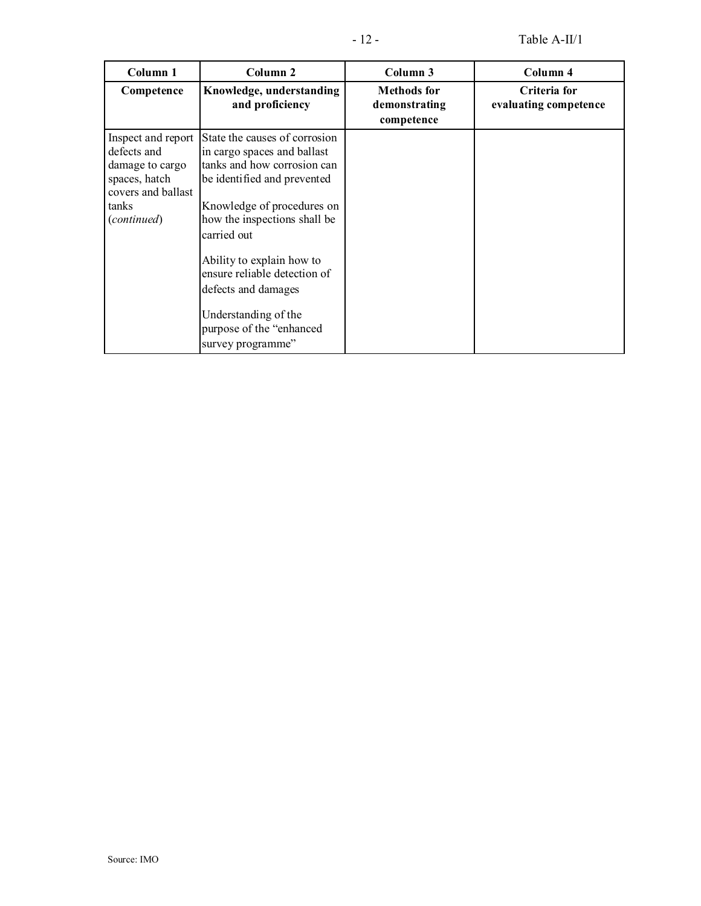| Column 1 | Column 2 | Column 3 | Column 4 |
|---|---|---|---|
| **Competence** | **Knowledge, understanding and proficiency** | **Methods for demonstrating competence** | **Criteria for evaluating competence** |
| Inspect and report defects and damage to cargo spaces, hatch covers and ballast tanks (*continued*) | State the causes of corrosion in cargo spaces and ballast tanks and how corrosion can be identified and prevented<br><br>Knowledge of procedures on how the inspections shall be carried out<br><br>Ability to explain how to ensure reliable detection of defects and damages<br><br>Understanding of the purpose of the "enhanced survey programme" | | |

Source: IMO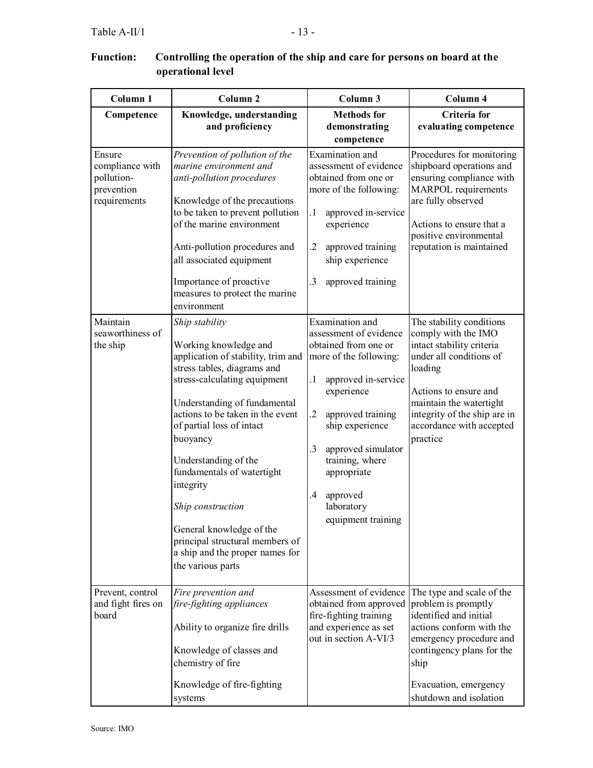**Function: Controlling the operation of the ship and care for persons on board at the operational level**

| Column 1 | Column 2 | Column 3 | Column 4 |
|---|---|---|---|
| **Competence** | **Knowledge, understanding and proficiency** | **Methods for demonstrating competence** | **Criteria for evaluating competence** |
| Ensure compliance with pollution-prevention requirements | *Prevention of pollution of the marine environment and anti-pollution procedures*<br><br>Knowledge of the precautions to be taken to prevent pollution of the marine environment<br><br>Anti-pollution procedures and all associated equipment<br><br>Importance of proactive measures to protect the marine environment | Examination and assessment of evidence obtained from one or more of the following:<br><br>.1 approved in-service experience<br><br>.2 approved training ship experience<br><br>.3 approved training | Procedures for monitoring shipboard operations and ensuring compliance with MARPOL requirements are fully observed<br><br>Actions to ensure that a positive environmental reputation is maintained |
| Maintain seaworthiness of the ship | *Ship stability*<br><br>Working knowledge and application of stability, trim and stress tables, diagrams and stress-calculating equipment<br><br>Understanding of fundamental actions to be taken in the event of partial loss of intact buoyancy<br><br>Understanding of the fundamentals of watertight integrity<br><br>*Ship construction*<br><br>General knowledge of the principal structural members of a ship and the proper names for the various parts | Examination and assessment of evidence obtained from one or more of the following:<br><br>.1 approved in-service experience<br><br>.2 approved training ship experience<br><br>.3 approved simulator training, where appropriate<br><br>.4 approved laboratory equipment training | The stability conditions comply with the IMO intact stability criteria under all conditions of loading<br><br>Actions to ensure and maintain the watertight integrity of the ship are in accordance with accepted practice |
| Prevent, control and fight fires on board | *Fire prevention and fire-fighting appliances*<br><br>Ability to organize fire drills<br><br>Knowledge of classes and chemistry of fire<br><br>Knowledge of fire-fighting systems | Assessment of evidence obtained from approved fire-fighting training and experience as set out in section A-VI/3 | The type and scale of the problem is promptly identified and initial actions conform with the emergency procedure and contingency plans for the ship<br><br>Evacuation, emergency shutdown and isolation |

Source: IMO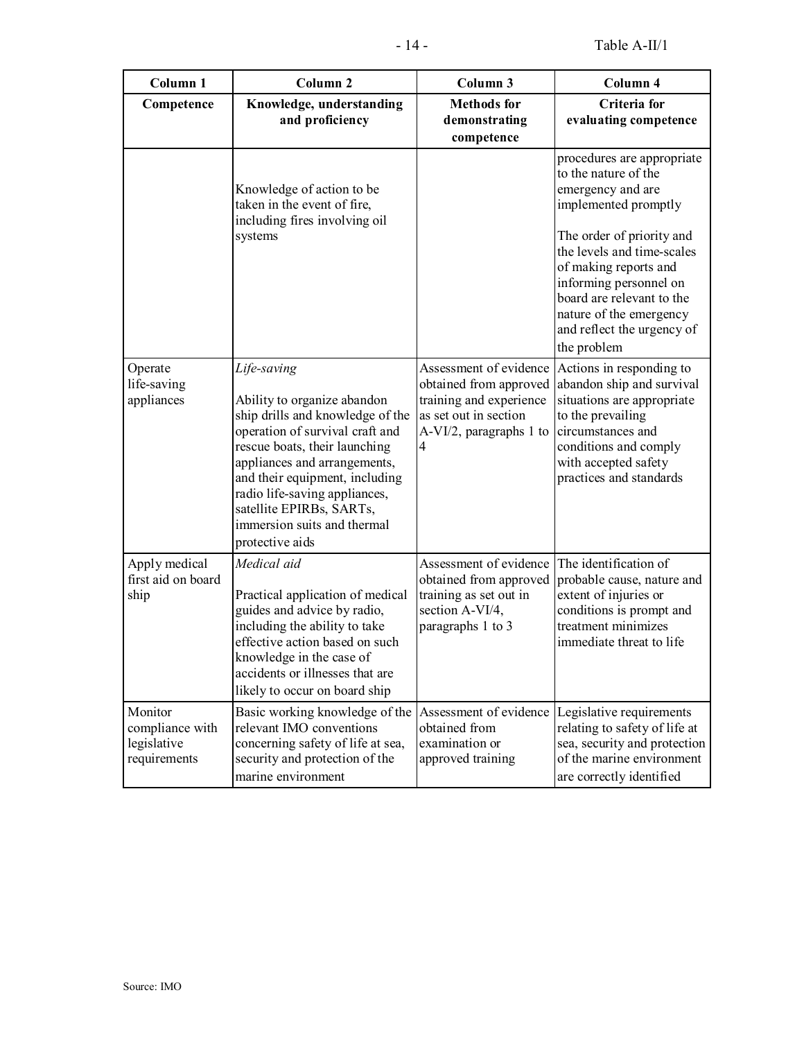| Column 1 | Column 2 | Column 3 | Column 4 |
|---|---|---|---|
| **Competence** | **Knowledge, understanding and proficiency** | **Methods for demonstrating competence** | **Criteria for evaluating competence** |
| | Knowledge of action to be taken in the event of fire, including fires involving oil systems | | procedures are appropriate to the nature of the emergency and are implemented promptly<br><br>The order of priority and the levels and time-scales of making reports and informing personnel on board are relevant to the nature of the emergency and reflect the urgency of the problem |
| Operate life-saving appliances | *Life-saving*<br><br>Ability to organize abandon ship drills and knowledge of the operation of survival craft and rescue boats, their launching appliances and arrangements, and their equipment, including radio life-saving appliances, satellite EPIRBs, SARTs, immersion suits and thermal protective aids | Assessment of evidence obtained from approved training and experience as set out in section A-VI/2, paragraphs 1 to 4 | Actions in responding to abandon ship and survival situations are appropriate to the prevailing circumstances and conditions and comply with accepted safety practices and standards |
| Apply medical first aid on board ship | *Medical aid*<br><br>Practical application of medical guides and advice by radio, including the ability to take effective action based on such knowledge in the case of accidents or illnesses that are likely to occur on board ship | Assessment of evidence obtained from approved training as set out in section A-VI/4, paragraphs 1 to 3 | The identification of probable cause, nature and extent of injuries or conditions is prompt and treatment minimizes immediate threat to life |
| Monitor compliance with legislative requirements | Basic working knowledge of the relevant IMO conventions concerning safety of life at sea, security and protection of the marine environment | Assessment of evidence obtained from examination or approved training | Legislative requirements relating to safety of life at sea, security and protection of the marine environment are correctly identified |

Source: IMO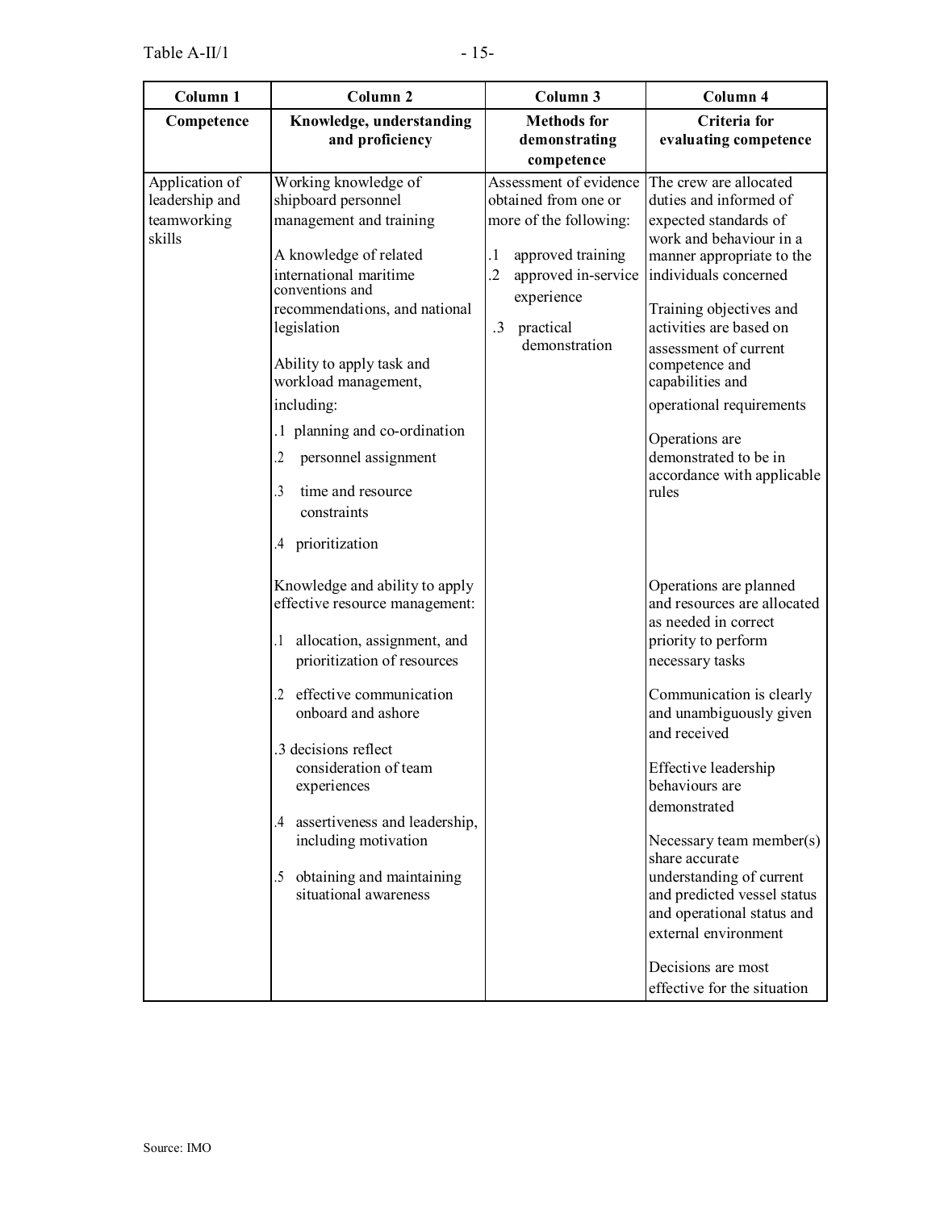| Column 1 | Column 2 | Column 3 | Column 4 |
|---|---|---|---|
| **Competence** | **Knowledge, understanding and proficiency** | **Methods for demonstrating competence** | **Criteria for evaluating competence** |
| Application of leadership and teamworking skills | Working knowledge of shipboard personnel management and training<br><br>A knowledge of related international maritime conventions and recommendations, and national legislation<br><br>Ability to apply task and workload management, including:<br><br>.1 planning and co-ordination<br><br>.2 personnel assignment<br><br>.3 time and resource constraints<br><br>.4 prioritization | Assessment of evidence obtained from one or more of the following:<br><br>.1 approved training<br><br>.2 approved in-service experience<br><br>.3 practical demonstration | The crew are allocated duties and informed of expected standards of work and behaviour in a manner appropriate to the individuals concerned<br><br>Training objectives and activities are based on assessment of current competence and capabilities and operational requirements<br><br>Operations are demonstrated to be in accordance with applicable rules |
| | Knowledge and ability to apply effective resource management:<br><br>.1 allocation, assignment, and prioritization of resources<br><br>.2 effective communication onboard and ashore<br><br>.3 decisions reflect consideration of team experiences<br><br>.4 assertiveness and leadership, including motivation<br><br>.5 obtaining and maintaining situational awareness | | Operations are planned and resources are allocated as needed in correct priority to perform necessary tasks<br><br>Communication is clearly and unambiguously given and received<br><br>Effective leadership behaviours are demonstrated<br><br>Necessary team member(s) share accurate understanding of current and predicted vessel status and operational status and external environment<br><br>Decisions are most effective for the situation |

Source: IMO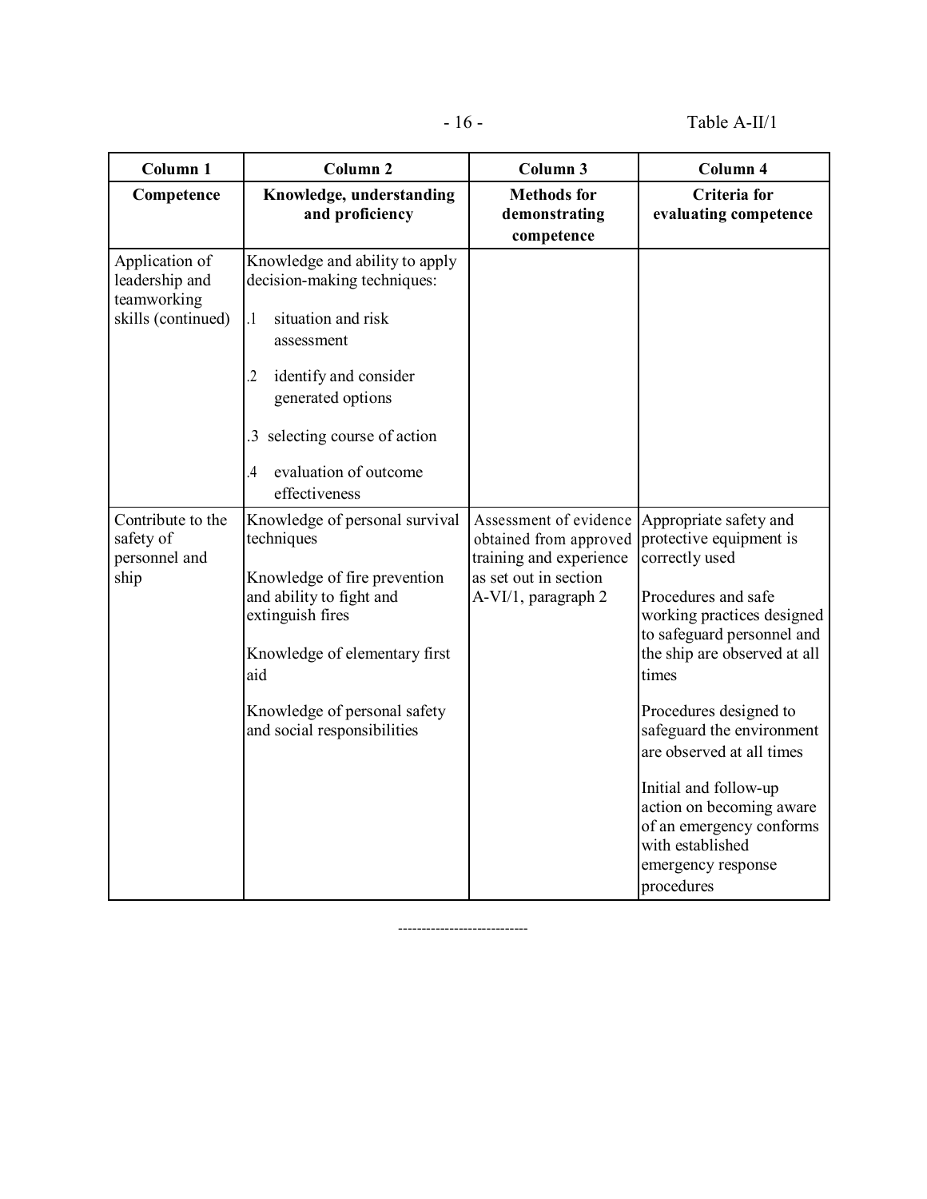| Column 1 | Column 2 | Column 3 | Column 4 |
|---|---|---|---|
| **Competence** | **Knowledge, understanding and proficiency** | **Methods for demonstrating competence** | **Criteria for evaluating competence** |
| Application of leadership and teamworking skills (continued) | Knowledge and ability to apply decision-making techniques:<br><br>.1 situation and risk assessment<br><br>.2 identify and consider generated options<br><br>.3 selecting course of action<br><br>.4 evaluation of outcome effectiveness | | |
| Contribute to the safety of personnel and ship | Knowledge of personal survival techniques<br><br>Knowledge of fire prevention and ability to fight and extinguish fires<br><br>Knowledge of elementary first aid<br><br>Knowledge of personal safety and social responsibilities | Assessment of evidence obtained from approved training and experience as set out in section A-VI/1, paragraph 2 | Appropriate safety and protective equipment is correctly used<br><br>Procedures and safe working practices designed to safeguard personnel and the ship are observed at all times<br><br>Procedures designed to safeguard the environment are observed at all times<br><br>Initial and follow-up action on becoming aware of an emergency conforms with established emergency response procedures |

----------------------------